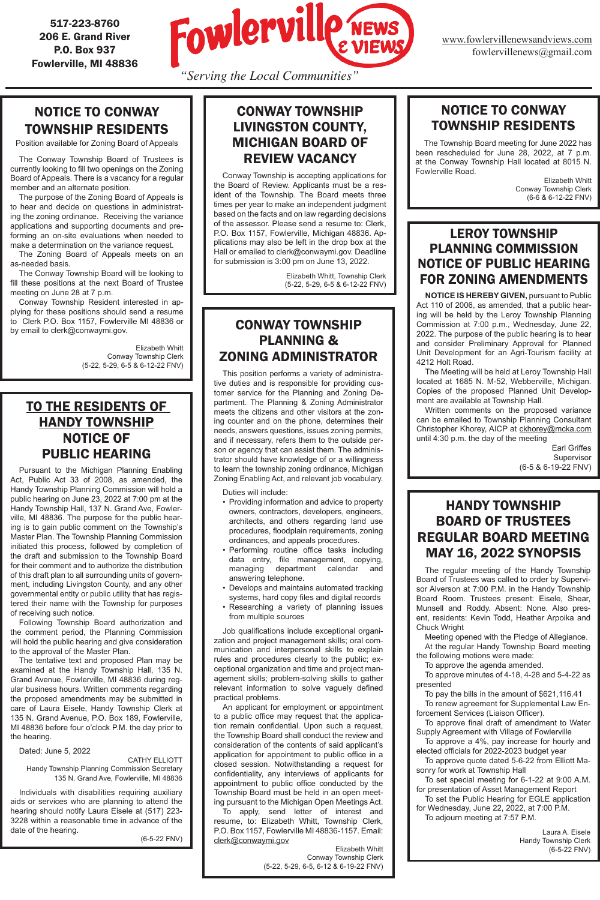517-223-8760
206 E. Grand River
P.O. Box 937
Fowlerville, MI 48836

# Fowlerville NEWS & VIEWS

*"Serving the Local Communities"*

www.fowlervillenewsandviews.com
fowlervillenews@gmail.com

## NOTICE TO CONWAY TOWNSHIP RESIDENTS

Position available for Zoning Board of Appeals

The Conway Township Board of Trustees is currently looking to fill two openings on the Zoning Board of Appeals. There is a vacancy for a regular member and an alternate position.

The purpose of the Zoning Board of Appeals is to hear and decide on questions in administrating the zoning ordinance. Receiving the variance applications and supporting documents and preforming an on-site evaluations when needed to make a determination on the variance request.

The Zoning Board of Appeals meets on an as-needed basis.

The Conway Township Board will be looking to fill these positions at the next Board of Trustee meeting on June 28 at 7 p.m.

Conway Township Resident interested in applying for these positions should send a resume to Clerk P.O. Box 1157, Fowlerville MI 48836 or by email to clerk@conwaymi.gov.

Elizabeth Whitt
Conway Township Clerk
(5-22, 5-29, 6-5 & 6-12-22 FNV)

## TO THE RESIDENTS OF HANDY TOWNSHIP NOTICE OF PUBLIC HEARING

Pursuant to the Michigan Planning Enabling Act, Public Act 33 of 2008, as amended, the Handy Township Planning Commission will hold a public hearing on June 23, 2022 at 7:00 pm at the Handy Township Hall, 137 N. Grand Ave, Fowlerville, MI 48836. The purpose for the public hearing is to gain public comment on the Township's Master Plan. The Township Planning Commission initiated this process, followed by completion of the draft and submission to the Township Board for their comment and to authorize the distribution of this draft plan to all surrounding units of government, including Livingston County, and any other governmental entity or public utility that has registered their name with the Township for purposes of receiving such notice.

Following Township Board authorization and the comment period, the Planning Commission will hold the public hearing and give consideration to the approval of the Master Plan.

The tentative text and proposed Plan may be examined at the Handy Township Hall, 135 N. Grand Avenue, Fowlerville, MI 48836 during regular business hours. Written comments regarding the proposed amendments may be submitted in care of Laura Eisele, Handy Township Clerk at 135 N. Grand Avenue, P.O. Box 189, Fowlerville, MI 48836 before four o'clock P.M. the day prior to the hearing.

Dated: June 5, 2022

CATHY ELLIOTT
Handy Township Planning Commission Secretary
135 N. Grand Ave, Fowlerville, MI 48836

Individuals with disabilities requiring auxiliary aids or services who are planning to attend the hearing should notify Laura Eisele at (517) 223-3228 within a reasonable time in advance of the date of the hearing.

(6-5-22 FNV)

## CONWAY TOWNSHIP LIVINGSTON COUNTY, MICHIGAN BOARD OF REVIEW VACANCY

Conway Township is accepting applications for the Board of Review. Applicants must be a resident of the Township. The Board meets three times per year to make an independent judgment based on the facts and on law regarding decisions of the assessor. Please send a resume to: Clerk, P.O. Box 1157, Fowlerville, Michigan 48836. Applications may also be left in the drop box at the Hall or emailed to clerk@conwaymi.gov. Deadline for submission is 3:00 pm on June 13, 2022.

Elizabeth Whitt, Township Clerk
(5-22, 5-29, 6-5 & 6-12-22 FNV)

## CONWAY TOWNSHIP PLANNING & ZONING ADMINISTRATOR

This position performs a variety of administrative duties and is responsible for providing customer service for the Planning and Zoning Department. The Planning & Zoning Administrator meets the citizens and other visitors at the zoning counter and on the phone, determines their needs, answers questions, issues zoning permits, and if necessary, refers them to the outside person or agency that can assist them. The administrator should have knowledge of or a willingness to learn the township zoning ordinance, Michigan Zoning Enabling Act, and relevant job vocabulary.

Duties will include:

- Providing information and advice to property owners, contractors, developers, engineers, architects, and others regarding land use procedures, floodplain requirements, zoning ordinances, and appeals procedures.
- Performing routine office tasks including data entry, file management, copying, managing department calendar and answering telephone.
- Develops and maintains automated tracking systems, hard copy files and digital records
- Researching a variety of planning issues from multiple sources

Job qualifications include exceptional organization and project management skills; oral communication and interpersonal skills to explain rules and procedures clearly to the public; exceptional organization and time and project management skills; problem-solving skills to gather relevant information to solve vaguely defined practical problems.

An applicant for employment or appointment to a public office may request that the application remain confidential. Upon such a request, the Township Board shall conduct the review and consideration of the contents of said applicant's application for appointment to public office in a closed session. Notwithstanding a request for confidentiality, any interviews of applicants for appointment to public office conducted by the Township Board must be held in an open meeting pursuant to the Michigan Open Meetings Act.

To apply, send letter of interest and resume, to: Elizabeth Whitt, Township Clerk, P.O. Box 1157, Fowlerville MI 48836-1157. Email: clerk@conwaymi.gov

Elizabeth Whitt
Conway Township Clerk
(5-22, 5-29, 6-5, 6-12 & 6-19-22 FNV)

## NOTICE TO CONWAY TOWNSHIP RESIDENTS

The Township Board meeting for June 2022 has been rescheduled for June 28, 2022, at 7 p.m. at the Conway Township Hall located at 8015 N. Fowlerville Road.

Elizabeth Whitt
Conway Township Clerk
(6-6 & 6-12-22 FNV)

## LEROY TOWNSHIP PLANNING COMMISSION NOTICE OF PUBLIC HEARING FOR ZONING AMENDMENTS

**NOTICE IS HEREBY GIVEN,** pursuant to Public Act 110 of 2006, as amended, that a public hearing will be held by the Leroy Township Planning Commission at 7:00 p.m., Wednesday, June 22, 2022. The purpose of the public hearing is to hear and consider Preliminary Approval for Planned Unit Development for an Agri-Tourism facility at 4212 Holt Road.

The Meeting will be held at Leroy Township Hall located at 1685 N. M-52, Webberville, Michigan. Copies of the proposed Planned Unit Development are available at Township Hall.

Written comments on the proposed variance can be emailed to Township Planning Consultant Christopher Khorey, AICP at ckhorey@mcka.com until 4:30 p.m. the day of the meeting

Earl Griffes
Supervisor
(6-5 & 6-19-22 FNV)

## HANDY TOWNSHIP BOARD OF TRUSTEES REGULAR BOARD MEETING MAY 16, 2022 SYNOPSIS

The regular meeting of the Handy Township Board of Trustees was called to order by Supervisor Alverson at 7:00 P.M. in the Handy Township Board Room. Trustees present: Eisele, Shear, Munsell and Roddy. Absent: None. Also present, residents: Kevin Todd, Heather Arpoika and Chuck Wright

Meeting opened with the Pledge of Allegiance.

At the regular Handy Township Board meeting the following motions were made:

To approve the agenda amended.

To approve minutes of 4-18, 4-28 and 5-4-22 as presented

To pay the bills in the amount of $621,116.41

To renew agreement for Supplemental Law Enforcement Services (Liaison Officer).

To approve final draft of amendment to Water Supply Agreement with Village of Fowlerville

To approve a 4%, pay increase for hourly and elected officials for 2022-2023 budget year

To approve quote dated 5-6-22 from Elliott Masonry for work at Township Hall

To set special meeting for 6-1-22 at 9:00 A.M. for presentation of Asset Management Report

To set the Public Hearing for EGLE application for Wednesday, June 22, 2022, at 7:00 P.M.

To adjourn meeting at 7:57 P.M.

Laura A. Eisele
Handy Township Clerk
(6-5-22 FNV)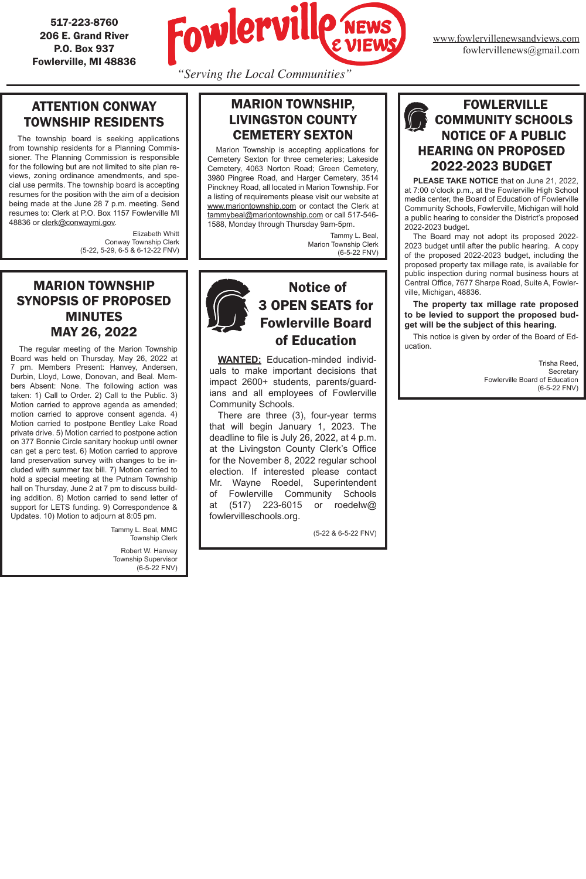517-223-8760
206 E. Grand River
P.O. Box 937
Fowlerville, MI 48836

# Fowlerville NEWS & VIEWS

*"Serving the Local Communities"*

www.fowlervillenewsandviews.com
fowlervillenews@gmail.com

## ATTENTION CONWAY TOWNSHIP RESIDENTS

The township board is seeking applications from township residents for a Planning Commissioner. The Planning Commission is responsible for the following but are not limited to site plan reviews, zoning ordinance amendments, and special use permits. The township board is accepting resumes for the position with the aim of a decision being made at the June 28 7 p.m. meeting. Send resumes to: Clerk at P.O. Box 1157 Fowlerville MI 48836 or clerk@conwaymi.gov.

Elizabeth Whitt
Conway Township Clerk
(5-22, 5-29, 6-5 & 6-12-22 FNV)

## MARION TOWNSHIP SYNOPSIS OF PROPOSED MINUTES MAY 26, 2022

The regular meeting of the Marion Township Board was held on Thursday, May 26, 2022 at 7 pm. Members Present: Hanvey, Andersen, Durbin, Lloyd, Lowe, Donovan, and Beal. Members Absent: None. The following action was taken: 1) Call to Order. 2) Call to the Public. 3) Motion carried to approve agenda as amended; motion carried to approve consent agenda. 4) Motion carried to postpone Bentley Lake Road private drive. 5) Motion carried to postpone action on 377 Bonnie Circle sanitary hookup until owner can get a perc test. 6) Motion carried to approve land preservation survey with changes to be included with summer tax bill. 7) Motion carried to hold a special meeting at the Putnam Township hall on Thursday, June 2 at 7 pm to discuss building addition. 8) Motion carried to send letter of support for LETS funding. 9) Correspondence & Updates. 10) Motion to adjourn at 8:05 pm.

Tammy L. Beal, MMC
Township Clerk

Robert W. Hanvey
Township Supervisor
(6-5-22 FNV)

## MARION TOWNSHIP, LIVINGSTON COUNTY CEMETERY SEXTON

Marion Township is accepting applications for Cemetery Sexton for three cemeteries; Lakeside Cemetery, 4063 Norton Road; Green Cemetery, 3980 Pingree Road, and Harger Cemetery, 3514 Pinckney Road, all located in Marion Township. For a listing of requirements please visit our website at www.mariontownship.com or contact the Clerk at tammybeal@mariontownship.com or call 517-546-1588, Monday through Thursday 9am-5pm.

Tammy L. Beal,
Marion Township Clerk
(6-5-22 FNV)

## Notice of 3 OPEN SEATS for Fowlerville Board of Education

**WANTED:** Education-minded individuals to make important decisions that impact 2600+ students, parents/guardians and all employees of Fowlerville Community Schools.

There are three (3), four-year terms that will begin January 1, 2023. The deadline to file is July 26, 2022, at 4 p.m. at the Livingston County Clerk's Office for the November 8, 2022 regular school election. If interested please contact Mr. Wayne Roedel, Superintendent of Fowlerville Community Schools at (517) 223-6015 or roedelw@fowlervilleschools.org.

(5-22 & 6-5-22 FNV)

## FOWLERVILLE COMMUNITY SCHOOLS NOTICE OF A PUBLIC HEARING ON PROPOSED 2022-2023 BUDGET

**PLEASE TAKE NOTICE** that on June 21, 2022, at 7:00 o'clock p.m., at the Fowlerville High School media center, the Board of Education of Fowlerville Community Schools, Fowlerville, Michigan will hold a public hearing to consider the District's proposed 2022-2023 budget.

The Board may not adopt its proposed 2022-2023 budget until after the public hearing. A copy of the proposed 2022-2023 budget, including the proposed property tax millage rate, is available for public inspection during normal business hours at Central Office, 7677 Sharpe Road, Suite A, Fowlerville, Michigan, 48836.

**The property tax millage rate proposed to be levied to support the proposed budget will be the subject of this hearing.**

This notice is given by order of the Board of Education.

Trisha Reed,
Secretary
Fowlerville Board of Education
(6-5-22 FNV)